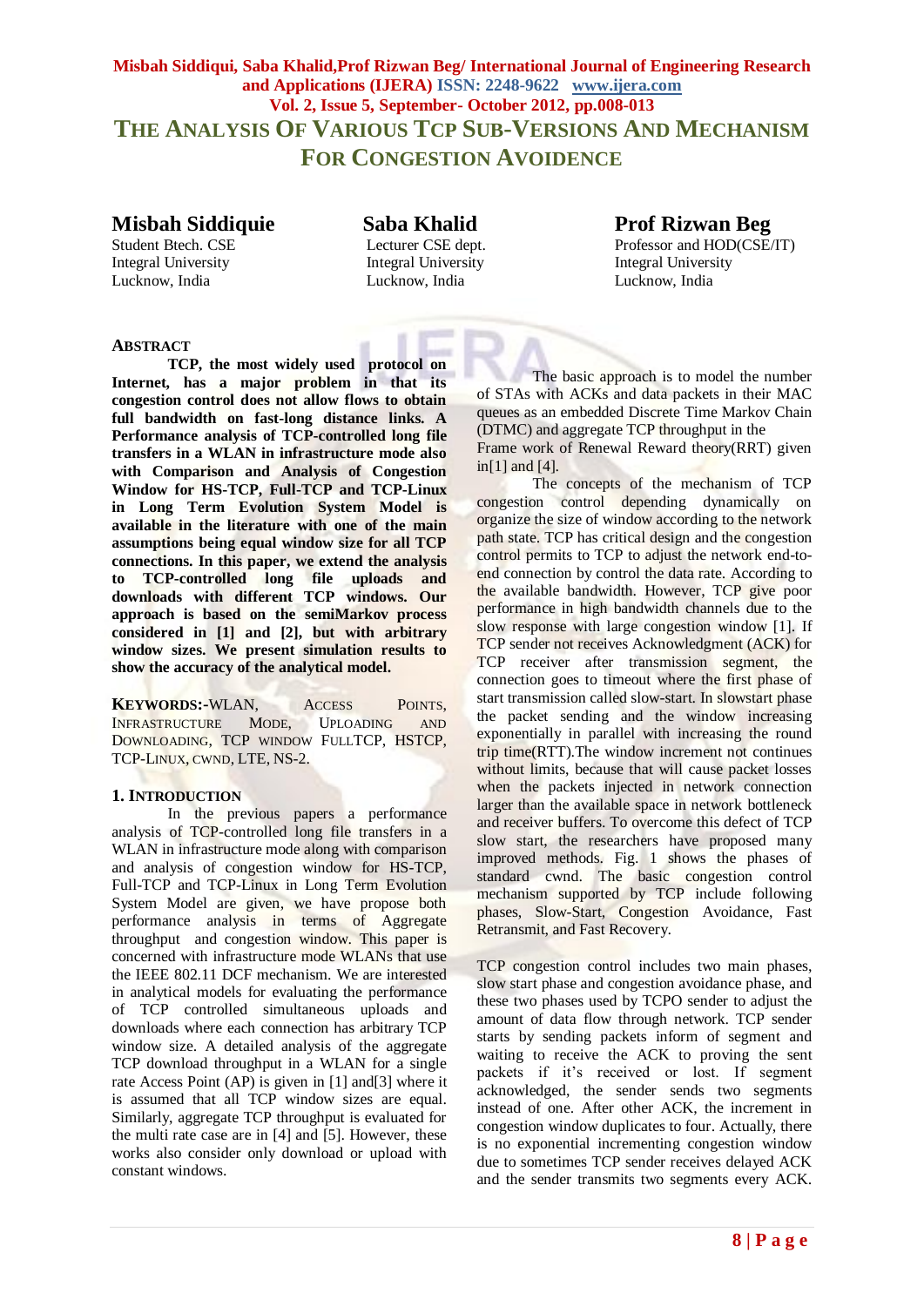# THE ANALYSIS OF VARIOUS TCP SUB-VERSIONS AND MECHANISM FOR CONGESTION AVOIDENCE

**Misbah Siddiquie**
Student Btech. CSE
Integral University
Lucknow, India

**Saba Khalid**
Lecturer CSE dept.
Integral University
Lucknow, India

**Prof Rizwan Beg**
Professor and HOD(CSE/IT)
Integral University
Lucknow, India

## ABSTRACT

**TCP, the most widely used protocol on Internet, has a major problem in that its congestion control does not allow flows to obtain full bandwidth on fast-long distance links. A Performance analysis of TCP-controlled long file transfers in a WLAN in infrastructure mode also with Comparison and Analysis of Congestion Window for HS-TCP, Full-TCP and TCP-Linux in Long Term Evolution System Model is available in the literature with one of the main assumptions being equal window size for all TCP connections. In this paper, we extend the analysis to TCP-controlled long file uploads and downloads with different TCP windows. Our approach is based on the semiMarkov process considered in [1] and [2], but with arbitrary window sizes. We present simulation results to show the accuracy of the analytical model.**

**KEYWORDS:**-WLAN, ACCESS POINTS, INFRASTRUCTURE MODE, UPLOADING AND DOWNLOADING, TCP WINDOW FULLTCP, HSTCP, TCP-LINUX, CWND, LTE, NS-2.

## 1. INTRODUCTION

In the previous papers a performance analysis of TCP-controlled long file transfers in a WLAN in infrastructure mode along with comparison and analysis of congestion window for HS-TCP, Full-TCP and TCP-Linux in Long Term Evolution System Model are given, we have propose both performance analysis in terms of Aggregate throughput and congestion window. This paper is concerned with infrastructure mode WLANs that use the IEEE 802.11 DCF mechanism. We are interested in analytical models for evaluating the performance of TCP controlled simultaneous uploads and downloads where each connection has arbitrary TCP window size. A detailed analysis of the aggregate TCP download throughput in a WLAN for a single rate Access Point (AP) is given in [1] and[3] where it is assumed that all TCP window sizes are equal. Similarly, aggregate TCP throughput is evaluated for the multi rate case are in [4] and [5]. However, these works also consider only download or upload with constant windows.

The basic approach is to model the number of STAs with ACKs and data packets in their MAC queues as an embedded Discrete Time Markov Chain (DTMC) and aggregate TCP throughput in the Frame work of Renewal Reward theory(RRT) given in[1] and [4].

The concepts of the mechanism of TCP congestion control depending dynamically on organize the size of window according to the network path state. TCP has critical design and the congestion control permits to TCP to adjust the network end-to-end connection by control the data rate. According to the available bandwidth. However, TCP give poor performance in high bandwidth channels due to the slow response with large congestion window [1]. If TCP sender not receives Acknowledgment (ACK) for TCP receiver after transmission segment, the connection goes to timeout where the first phase of start transmission called slow-start. In slowstart phase the packet sending and the window increasing exponentially in parallel with increasing the round trip time(RTT).The window increment not continues without limits, because that will cause packet losses when the packets injected in network connection larger than the available space in network bottleneck and receiver buffers. To overcome this defect of TCP slow start, the researchers have proposed many improved methods. Fig. 1 shows the phases of standard cwnd. The basic congestion control mechanism supported by TCP include following phases, Slow-Start, Congestion Avoidance, Fast Retransmit, and Fast Recovery.

TCP congestion control includes two main phases, slow start phase and congestion avoidance phase, and these two phases used by TCPO sender to adjust the amount of data flow through network. TCP sender starts by sending packets inform of segment and waiting to receive the ACK to proving the sent packets if it's received or lost. If segment acknowledged, the sender sends two segments instead of one. After other ACK, the increment in congestion window duplicates to four. Actually, there is no exponential incrementing congestion window due to sometimes TCP sender receives delayed ACK and the sender transmits two segments every ACK.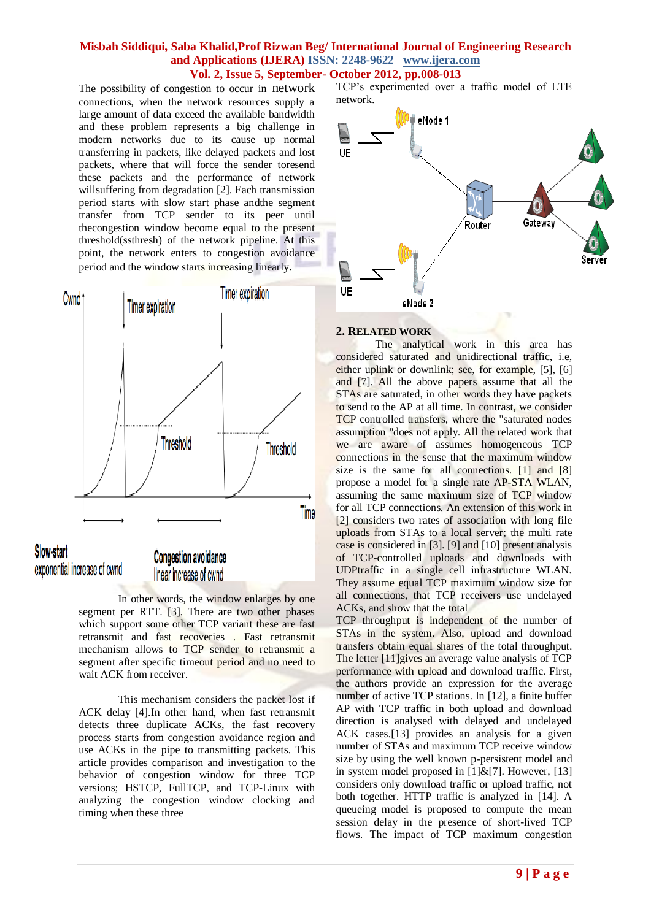The possibility of congestion to occur in network connections, when the network resources supply a large amount of data exceed the available bandwidth and these problem represents a big challenge in modern networks due to cause up normal transferring in packets, like delayed packets and lost packets, where that will force the sender toresend these packets and the performance of network willsuffering from degradation [2]. Each transmission period starts with slow start phase andthe segment transfer from TCP sender to its peer until thecongestion window become equal to the present threshold(ssthresh) of the network pipeline. At this point, the network enters to congestion avoidance period and the window starts increasing linearly.

In other words, the window enlarges by one segment per RTT. [3]. There are two other phases which support some other TCP variant these are fast retransmit and fast recoveries . Fast retransmit mechanism allows to TCP sender to retransmit a segment after specific timeout period and no need to wait ACK from receiver.

This mechanism considers the packet lost if ACK delay [4].In other hand, when fast retransmit detects three duplicate ACKs, the fast recovery process starts from congestion avoidance region and use ACKs in the pipe to transmitting packets. This article provides comparison and investigation to the behavior of congestion window for three TCP versions; HSTCP, FullTCP, and TCP-Linux with analyzing the congestion window clocking and timing when these three TCP's experimented over a traffic model of LTE network.

## 2. RELATED WORK

The analytical work in this area has considered saturated and unidirectional traffic, i.e, either uplink or downlink; see, for example, [5], [6] and [7]. All the above papers assume that all the STAs are saturated, in other words they have packets to send to the AP at all time. In contrast, we consider TCP controlled transfers, where the "saturated nodes assumption "does not apply. All the related work that we are aware of assumes homogeneous TCP connections in the sense that the maximum window size is the same for all connections. [1] and [8] propose a model for a single rate AP-STA WLAN, assuming the same maximum size of TCP window for all TCP connections. An extension of this work in [2] considers two rates of association with long file uploads from STAs to a local server; the multi rate case is considered in [3]. [9] and [10] present analysis of TCP-controlled uploads and downloads with UDPtraffic in a single cell infrastructure WLAN. They assume equal TCP maximum window size for all connections, that TCP receivers use undelayed ACKs, and show that the total TCP throughput is independent of the number of STAs in the system. Also, upload and download transfers obtain equal shares of the total throughput. The letter [11]gives an average value analysis of TCP performance with upload and download traffic. First, the authors provide an expression for the average number of active TCP stations. In [12], a finite buffer AP with TCP traffic in both upload and download direction is analysed with delayed and undelayed ACK cases.[13] provides an analysis for a given number of STAs and maximum TCP receive window size by using the well known p-persistent model and in system model proposed in [1]&[7]. However, [13] considers only download traffic or upload traffic, not both together. HTTP traffic is analyzed in [14]. A queueing model is proposed to compute the mean session delay in the presence of short-lived TCP flows. The impact of TCP maximum congestion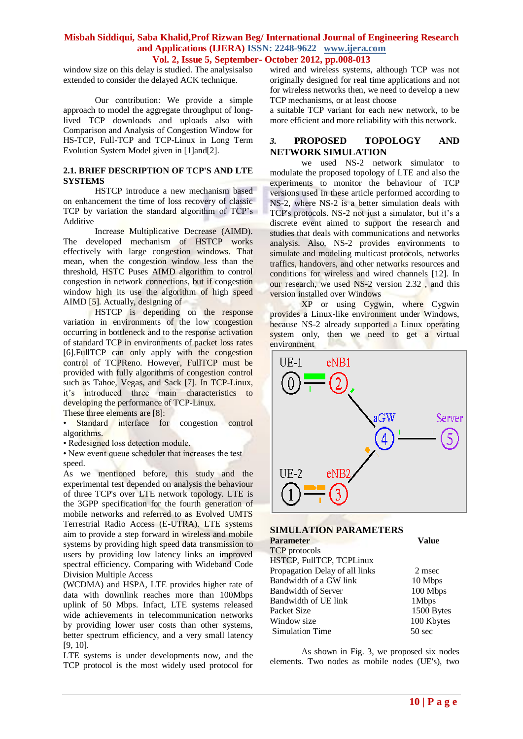window size on this delay is studied. The analysisalso extended to consider the delayed ACK technique.

Our contribution: We provide a simple approach to model the aggregate throughput of long-lived TCP downloads and uploads also with Comparison and Analysis of Congestion Window for HS-TCP, Full-TCP and TCP-Linux in Long Term Evolution System Model given in [1]and[2].

### 2.1. BRIEF DESCRIPTION OF TCP'S AND LTE SYSTEMS

HSTCP introduce a new mechanism based on enhancement the time of loss recovery of classic TCP by variation the standard algorithm of TCP's Additive

Increase Multiplicative Decrease (AIMD). The developed mechanism of HSTCP works effectively with large congestion windows. That mean, when the congestion window less than the threshold, HSTC Puses AIMD algorithm to control congestion in network connections, but if congestion window high its use the algorithm of high speed AIMD [5]. Actually, designing of

HSTCP is depending on the response variation in environments of the low congestion occurring in bottleneck and to the response activation of standard TCP in environments of packet loss rates [6].FullTCP can only apply with the congestion control of TCPReno. However, FullTCP must be provided with fully algorithms of congestion control such as Tahoe, Vegas, and Sack [7]. In TCP-Linux, it's introduced three main characteristics to developing the performance of TCP-Linux.

These three elements are [8]:

- Standard interface for congestion control algorithms.
- Redesigned loss detection module.
- New event queue scheduler that increases the test speed.

As we mentioned before, this study and the experimental test depended on analysis the behaviour of three TCP's over LTE network topology. LTE is the 3GPP specification for the fourth generation of mobile networks and referred to as Evolved UMTS Terrestrial Radio Access (E-UTRA). LTE systems aim to provide a step forward in wireless and mobile systems by providing high speed data transmission to users by providing low latency links an improved spectral efficiency. Comparing with Wideband Code Division Multiple Access (WCDMA) and HSPA, LTE provides higher rate of data with downlink reaches more than 100Mbps uplink of 50 Mbps. Infact, LTE systems released wide achievements in telecommunication networks by providing lower user costs than other systems, better spectrum efficiency, and a very small latency [9, 10].

LTE systems is under developments now, and the TCP protocol is the most widely used protocol for wired and wireless systems, although TCP was not originally designed for real time applications and not for wireless networks then, we need to develop a new TCP mechanisms, or at least choose a suitable TCP variant for each new network, to be more efficient and more reliability with this network.

## 3. PROPOSED TOPOLOGY AND NETWORK SIMULATION

we used NS-2 network simulator to modulate the proposed topology of LTE and also the experiments to monitor the behaviour of TCP versions used in these article performed according to NS-2, where NS-2 is a better simulation deals with TCP's protocols. NS-2 not just a simulator, but it's a discrete event aimed to support the research and studies that deals with communications and networks analysis. Also, NS-2 provides environments to simulate and modeling multicast protocols, networks traffics, handovers, and other networks resources and conditions for wireless and wired channels [12]. In our research, we used NS-2 version 2.32 , and this version installed over Windows

XP or using Cygwin, where Cygwin provides a Linux-like environment under Windows, because NS-2 already supported a Linux operating system only, then we need to get a virtual environment

### SIMULATION PARAMETERS

| Parameter | Value |
|---|---|
| TCP protocols | HSTCP, FullTCP, TCPLinux |
| Propagation Delay of all links | 2 msec |
| Bandwidth of a GW link | 10 Mbps |
| Bandwidth of Server | 100 Mbps |
| Bandwidth of UE link | 1Mbps |
| Packet Size | 1500 Bytes |
| Window size | 100 Kbytes |
| Simulation Time | 50 sec |

As shown in Fig. 3, we proposed six nodes elements. Two nodes as mobile nodes (UE's), two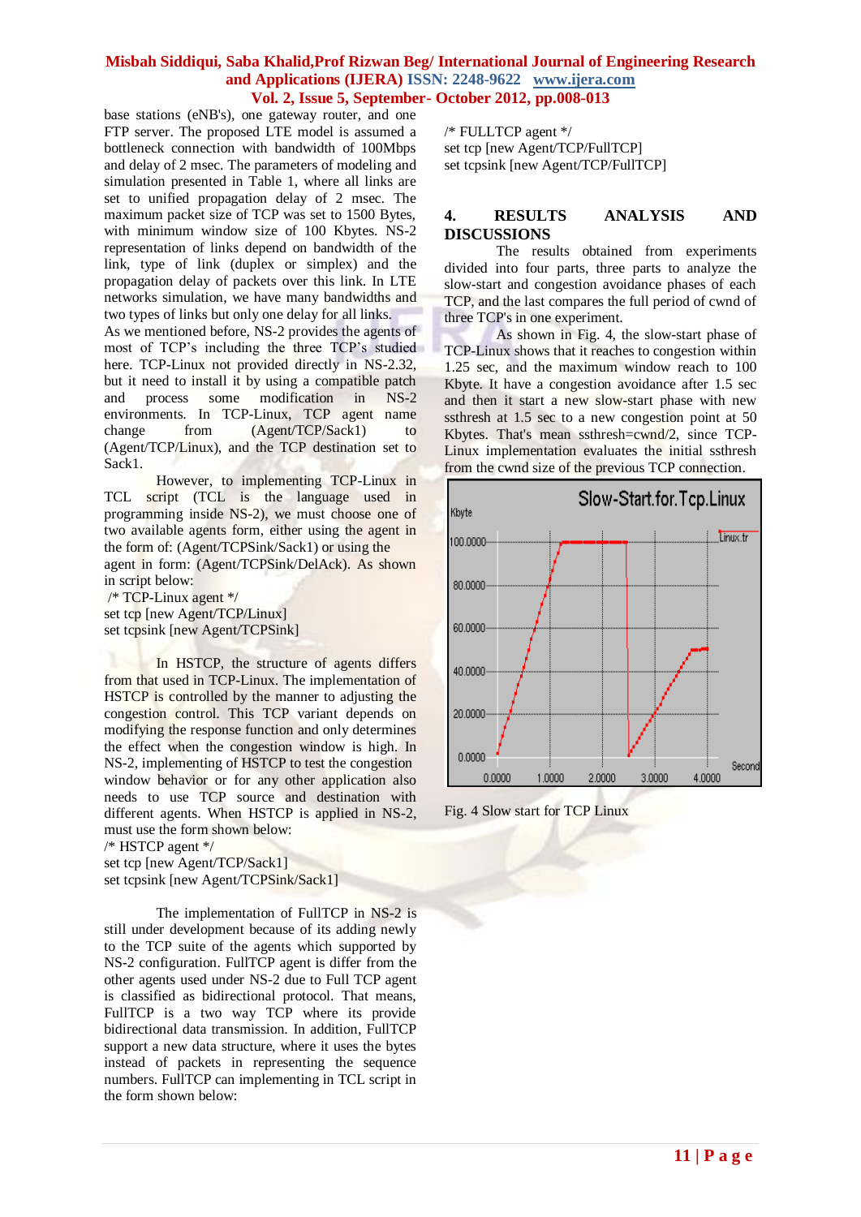base stations (eNB's), one gateway router, and one FTP server. The proposed LTE model is assumed a bottleneck connection with bandwidth of 100Mbps and delay of 2 msec. The parameters of modeling and simulation presented in Table 1, where all links are set to unified propagation delay of 2 msec. The maximum packet size of TCP was set to 1500 Bytes, with minimum window size of 100 Kbytes. NS-2 representation of links depend on bandwidth of the link, type of link (duplex or simplex) and the propagation delay of packets over this link. In LTE networks simulation, we have many bandwidths and two types of links but only one delay for all links.

As we mentioned before, NS-2 provides the agents of most of TCP's including the three TCP's studied here. TCP-Linux not provided directly in NS-2.32, but it need to install it by using a compatible patch and process some modification in NS-2 environments. In TCP-Linux, TCP agent name change from (Agent/TCP/Sack1) to (Agent/TCP/Linux), and the TCP destination set to Sack1.

However, to implementing TCP-Linux in TCL script (TCL is the language used in programming inside NS-2), we must choose one of two available agents form, either using the agent in the form of: (Agent/TCPSink/Sack1) or using the agent in form: (Agent/TCPSink/DelAck). As shown in script below:

```
/* TCP-Linux agent */
set tcp [new Agent/TCP/Linux]
set tcpsink [new Agent/TCPSink]
```

In HSTCP, the structure of agents differs from that used in TCP-Linux. The implementation of HSTCP is controlled by the manner to adjusting the congestion control. This TCP variant depends on modifying the response function and only determines the effect when the congestion window is high. In NS-2, implementing of HSTCP to test the congestion window behavior or for any other application also needs to use TCP source and destination with different agents. When HSTCP is applied in NS-2, must use the form shown below:

```
/* HSTCP agent */
set tcp [new Agent/TCP/Sack1]
set tcpsink [new Agent/TCPSink/Sack1]
```

The implementation of FullTCP in NS-2 is still under development because of its adding newly to the TCP suite of the agents which supported by NS-2 configuration. FullTCP agent is differ from the other agents used under NS-2 due to Full TCP agent is classified as bidirectional protocol. That means, FullTCP is a two way TCP where its provide bidirectional data transmission. In addition, FullTCP support a new data structure, where it uses the bytes instead of packets in representing the sequence numbers. FullTCP can implementing in TCL script in the form shown below:

```
/* FULLTCP agent */
set tcp [new Agent/TCP/FullTCP]
set tcpsink [new Agent/TCP/FullTCP]
```

## 4. RESULTS ANALYSIS AND DISCUSSIONS

The results obtained from experiments divided into four parts, three parts to analyze the slow-start and congestion avoidance phases of each TCP, and the last compares the full period of cwnd of three TCP's in one experiment.

As shown in Fig. 4, the slow-start phase of TCP-Linux shows that it reaches to congestion within 1.25 sec, and the maximum window reach to 100 Kbyte. It have a congestion avoidance after 1.5 sec and then it start a new slow-start phase with new ssthresh at 1.5 sec to a new congestion point at 50 Kbytes. That's mean ssthresh=cwnd/2, since TCP-Linux implementation evaluates the initial ssthresh from the cwnd size of the previous TCP connection.

Fig. 4 Slow start for TCP Linux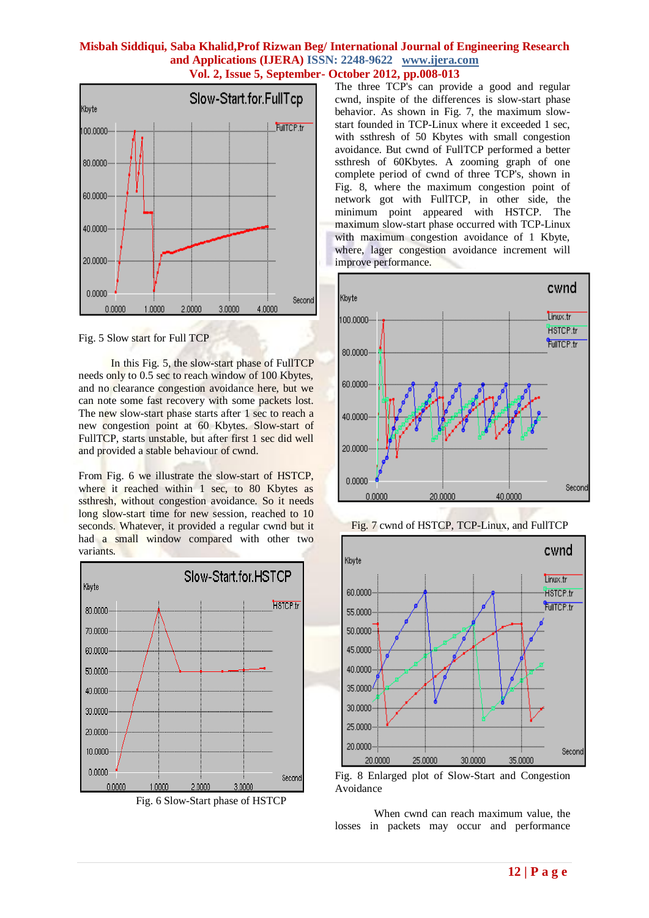Fig. 5 Slow start for Full TCP

In this Fig. 5, the slow-start phase of FullTCP needs only to 0.5 sec to reach window of 100 Kbytes, and no clearance congestion avoidance here, but we can note some fast recovery with some packets lost. The new slow-start phase starts after 1 sec to reach a new congestion point at 60 Kbytes. Slow-start of FullTCP, starts unstable, but after first 1 sec did well and provided a stable behaviour of cwnd.

From Fig. 6 we illustrate the slow-start of HSTCP, where it reached within 1 sec, to 80 Kbytes as ssthresh, without congestion avoidance. So it needs long slow-start time for new session, reached to 10 seconds. Whatever, it provided a regular cwnd but it had a small window compared with other two variants.

Fig. 6 Slow-Start phase of HSTCP

The three TCP's can provide a good and regular cwnd, inspite of the differences is slow-start phase behavior. As shown in Fig. 7, the maximum slow-start founded in TCP-Linux where it exceeded 1 sec, with ssthresh of 50 Kbytes with small congestion avoidance. But cwnd of FullTCP performed a better ssthresh of 60Kbytes. A zooming graph of one complete period of cwnd of three TCP's, shown in Fig. 8, where the maximum congestion point of network got with FullTCP, in other side, the minimum point appeared with HSTCP. The maximum slow-start phase occurred with TCP-Linux with maximum congestion avoidance of 1 Kbyte, where, lager congestion avoidance increment will improve performance.

Fig. 7 cwnd of HSTCP, TCP-Linux, and FullTCP

Fig. 8 Enlarged plot of Slow-Start and Congestion Avoidance

When cwnd can reach maximum value, the losses in packets may occur and performance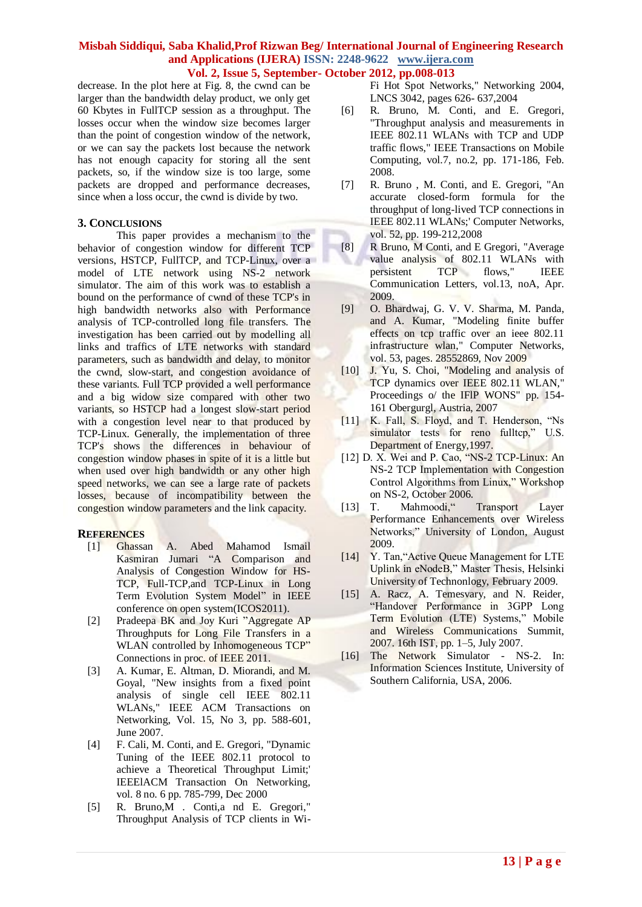decrease. In the plot here at Fig. 8, the cwnd can be larger than the bandwidth delay product, we only get 60 Kbytes in FullTCP session as a throughput. The losses occur when the window size becomes larger than the point of congestion window of the network, or we can say the packets lost because the network has not enough capacity for storing all the sent packets, so, if the window size is too large, some packets are dropped and performance decreases, since when a loss occur, the cwnd is divide by two.

## 3. Conclusions

This paper provides a mechanism to the behavior of congestion window for different TCP versions, HSTCP, FullTCP, and TCP-Linux, over a model of LTE network using NS-2 network simulator. The aim of this work was to establish a bound on the performance of cwnd of these TCP's in high bandwidth networks also with Performance analysis of TCP-controlled long file transfers. The investigation has been carried out by modelling all links and traffics of LTE networks with standard parameters, such as bandwidth and delay, to monitor the cwnd, slow-start, and congestion avoidance of these variants. Full TCP provided a well performance and a big widow size compared with other two variants, so HSTCP had a longest slow-start period with a congestion level near to that produced by TCP-Linux. Generally, the implementation of three TCP's shows the differences in behaviour of congestion window phases in spite of it is a little but when used over high bandwidth or any other high speed networks, we can see a large rate of packets losses, because of incompatibility between the congestion window parameters and the link capacity.

## References

[1] Ghassan A. Abed Mahamod Ismail Kasmiran Jumari "A Comparison and Analysis of Congestion Window for HS-TCP, Full-TCP,and TCP-Linux in Long Term Evolution System Model" in IEEE conference on open system(ICOS2011).

[2] Pradeepa BK and Joy Kuri "Aggregate AP Throughputs for Long File Transfers in a WLAN controlled by Inhomogeneous TCP" Connections in proc. of IEEE 2011.

[3] A. Kumar, E. Altman, D. Miorandi, and M. Goyal, "New insights from a fixed point analysis of single cell IEEE 802.11 WLANs," IEEE ACM Transactions on Networking, Vol. 15, No 3, pp. 588-601, June 2007.

[4] F. Cali, M. Conti, and E. Gregori, "Dynamic Tuning of the IEEE 802.11 protocol to achieve a Theoretical Throughput Limit;' IEEElACM Transaction On Networking, vol. 8 no. 6 pp. 785-799, Dec 2000

[5] R. Bruno,M . Conti,a nd E. Gregori," Throughput Analysis of TCP clients in Wi-Fi Hot Spot Networks," Networking 2004, LNCS 3042, pages 626- 637,2004

[6] R. Bruno, M. Conti, and E. Gregori, "Throughput analysis and measurements in IEEE 802.11 WLANs with TCP and UDP traffic flows," IEEE Transactions on Mobile Computing, vol.7, no.2, pp. 171-186, Feb. 2008.

[7] R. Bruno , M. Conti, and E. Gregori, "An accurate closed-form formula for the throughput of long-lived TCP connections in IEEE 802.11 WLANs;' Computer Networks, vol. 52, pp. 199-212,2008

[8] R Bruno, M Conti, and E Gregori, "Average value analysis of 802.11 WLANs with persistent TCP flows," IEEE Communication Letters, vol.13, noA, Apr. 2009.

[9] O. Bhardwaj, G. V. V. Sharma, M. Panda, and A. Kumar, "Modeling finite buffer effects on tcp traffic over an ieee 802.11 infrastructure wlan," Computer Networks, vol. 53, pages. 28552869, Nov 2009

[10] J. Yu, S. Choi, "Modeling and analysis of TCP dynamics over IEEE 802.11 WLAN," Proceedings o/ the IFlP WONS" pp. 154-161 Obergurgl, Austria, 2007

[11] K. Fall, S. Floyd, and T. Henderson, "Ns simulator tests for reno fulltcp," U.S. Department of Energy,1997.

[12] D. X. Wei and P. Cao, "NS-2 TCP-Linux: An NS-2 TCP Implementation with Congestion Control Algorithms from Linux," Workshop on NS-2, October 2006.

[13] T. Mahmoodi," Transport Layer Performance Enhancements over Wireless Networks," University of London, August 2009.

[14] Y. Tan,"Active Queue Management for LTE Uplink in eNodeB," Master Thesis, Helsinki University of Technonlogy, February 2009.

[15] A. Racz, A. Temesvary, and N. Reider, "Handover Performance in 3GPP Long Term Evolution (LTE) Systems," Mobile and Wireless Communications Summit, 2007. 16th IST, pp. 1–5, July 2007.

[16] The Network Simulator - NS-2. In: Information Sciences Institute, University of Southern California, USA, 2006.